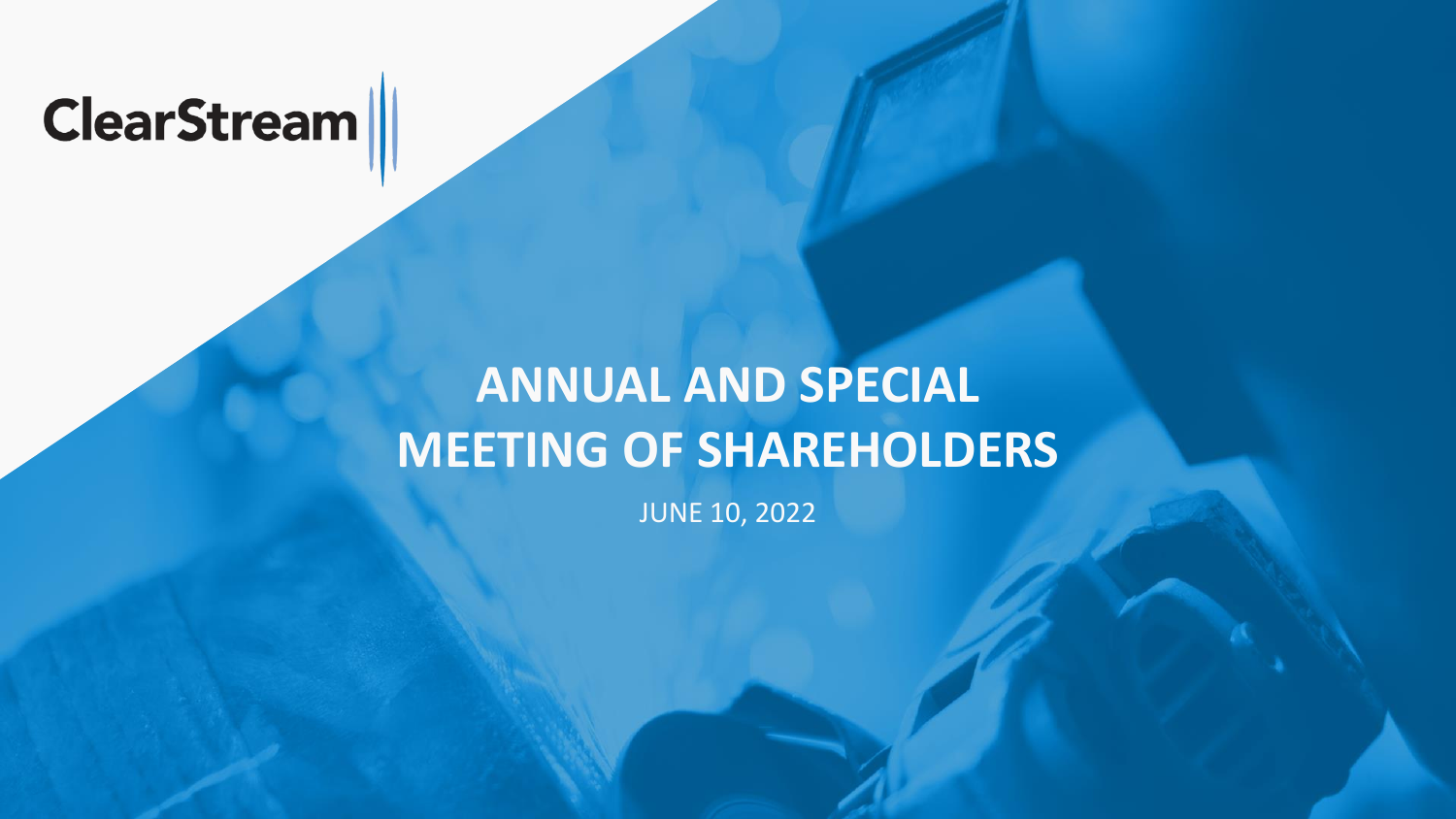ClearStream

# ANNUAL AND SPECIAL MEETING OF SHAREHOLDERS

JUNE 10, 2022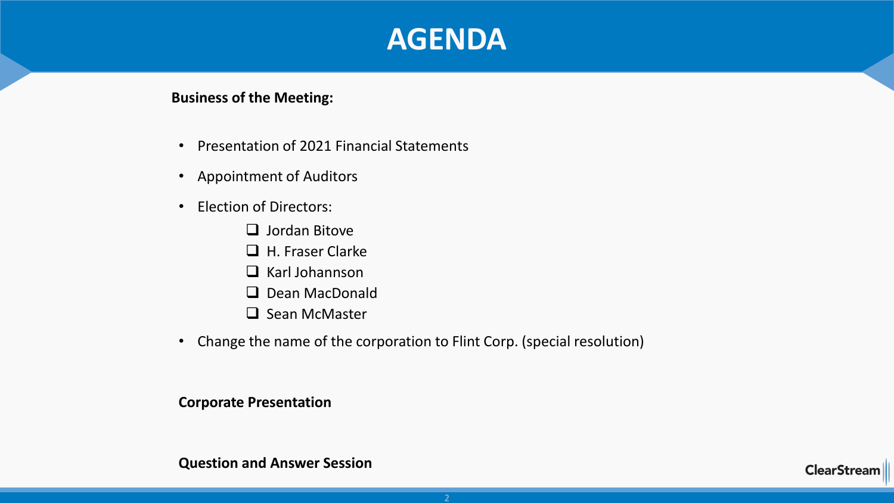# AGENDA

**Business of the Meeting:**

- Presentation of 2021 Financial Statements
- Appointment of Auditors
- Election of Directors:
  - Jordan Bitove
  - H. Fraser Clarke
  - Karl Johannson
  - Dean MacDonald
  - Sean McMaster
- Change the name of the corporation to Flint Corp. (special resolution)

**Corporate Presentation**

**Question and Answer Session**

ClearStream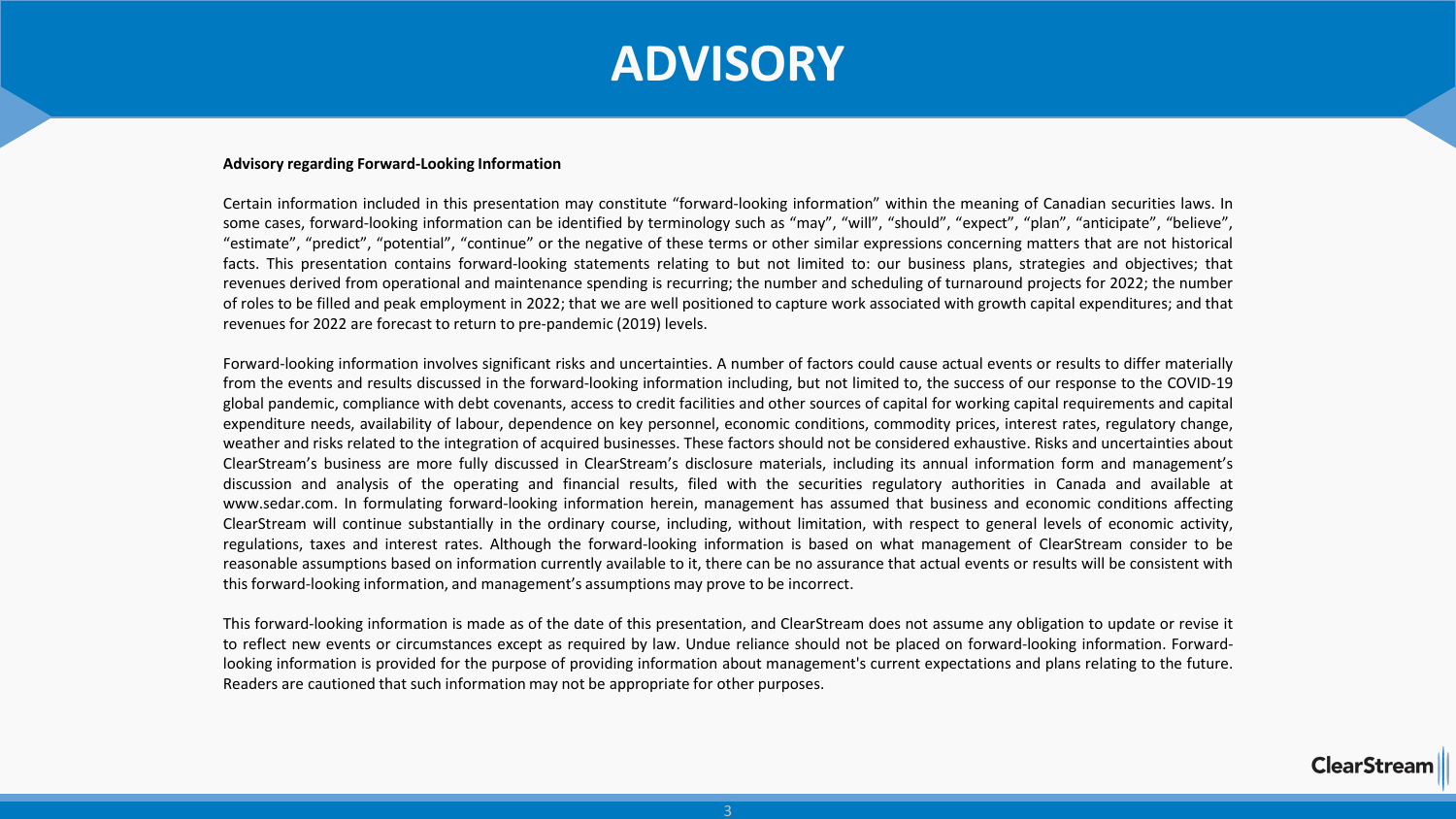# ADVISORY

**Advisory regarding Forward-Looking Information**

Certain information included in this presentation may constitute "forward-looking information" within the meaning of Canadian securities laws. In some cases, forward-looking information can be identified by terminology such as "may", "will", "should", "expect", "plan", "anticipate", "believe", "estimate", "predict", "potential", "continue" or the negative of these terms or other similar expressions concerning matters that are not historical facts. This presentation contains forward-looking statements relating to but not limited to: our business plans, strategies and objectives; that revenues derived from operational and maintenance spending is recurring; the number and scheduling of turnaround projects for 2022; the number of roles to be filled and peak employment in 2022; that we are well positioned to capture work associated with growth capital expenditures; and that revenues for 2022 are forecast to return to pre-pandemic (2019) levels.

Forward-looking information involves significant risks and uncertainties. A number of factors could cause actual events or results to differ materially from the events and results discussed in the forward-looking information including, but not limited to, the success of our response to the COVID-19 global pandemic, compliance with debt covenants, access to credit facilities and other sources of capital for working capital requirements and capital expenditure needs, availability of labour, dependence on key personnel, economic conditions, commodity prices, interest rates, regulatory change, weather and risks related to the integration of acquired businesses. These factors should not be considered exhaustive. Risks and uncertainties about ClearStream's business are more fully discussed in ClearStream's disclosure materials, including its annual information form and management's discussion and analysis of the operating and financial results, filed with the securities regulatory authorities in Canada and available at www.sedar.com. In formulating forward-looking information herein, management has assumed that business and economic conditions affecting ClearStream will continue substantially in the ordinary course, including, without limitation, with respect to general levels of economic activity, regulations, taxes and interest rates. Although the forward-looking information is based on what management of ClearStream consider to be reasonable assumptions based on information currently available to it, there can be no assurance that actual events or results will be consistent with this forward-looking information, and management's assumptions may prove to be incorrect.

This forward-looking information is made as of the date of this presentation, and ClearStream does not assume any obligation to update or revise it to reflect new events or circumstances except as required by law. Undue reliance should not be placed on forward-looking information. Forward-looking information is provided for the purpose of providing information about management's current expectations and plans relating to the future. Readers are cautioned that such information may not be appropriate for other purposes.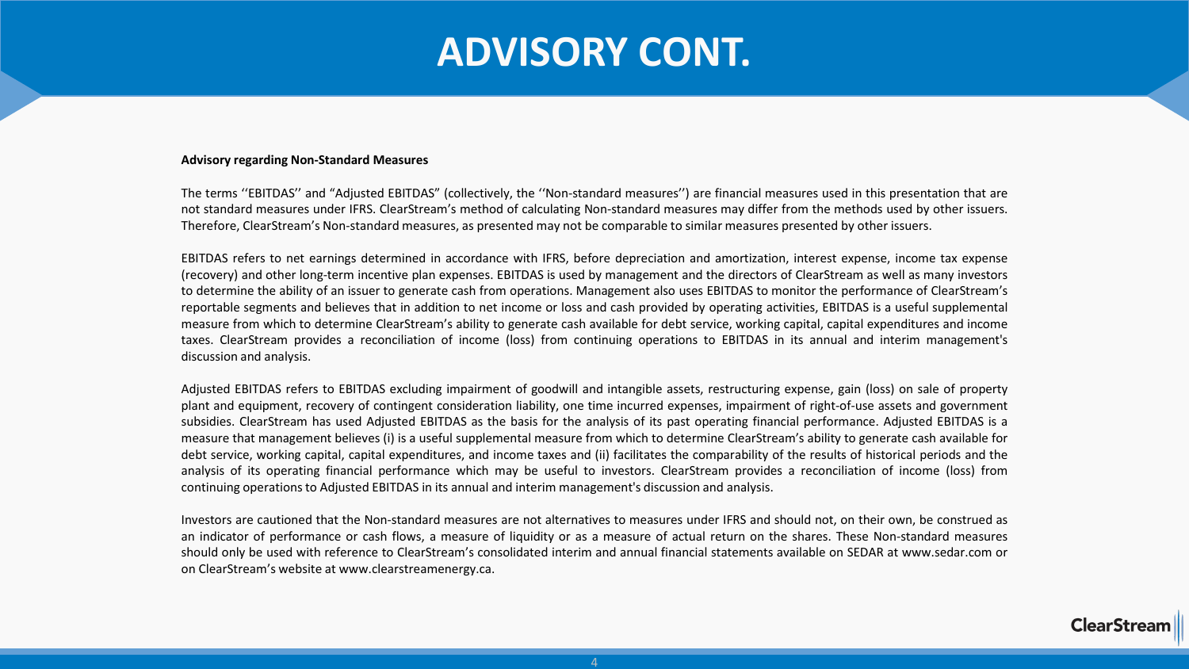# ADVISORY CONT.

**Advisory regarding Non-Standard Measures**

The terms ''EBITDAS'' and "Adjusted EBITDAS" (collectively, the ''Non-standard measures'') are financial measures used in this presentation that are not standard measures under IFRS. ClearStream's method of calculating Non-standard measures may differ from the methods used by other issuers. Therefore, ClearStream's Non-standard measures, as presented may not be comparable to similar measures presented by other issuers.

EBITDAS refers to net earnings determined in accordance with IFRS, before depreciation and amortization, interest expense, income tax expense (recovery) and other long-term incentive plan expenses. EBITDAS is used by management and the directors of ClearStream as well as many investors to determine the ability of an issuer to generate cash from operations. Management also uses EBITDAS to monitor the performance of ClearStream's reportable segments and believes that in addition to net income or loss and cash provided by operating activities, EBITDAS is a useful supplemental measure from which to determine ClearStream's ability to generate cash available for debt service, working capital, capital expenditures and income taxes. ClearStream provides a reconciliation of income (loss) from continuing operations to EBITDAS in its annual and interim management's discussion and analysis.

Adjusted EBITDAS refers to EBITDAS excluding impairment of goodwill and intangible assets, restructuring expense, gain (loss) on sale of property plant and equipment, recovery of contingent consideration liability, one time incurred expenses, impairment of right-of-use assets and government subsidies. ClearStream has used Adjusted EBITDAS as the basis for the analysis of its past operating financial performance. Adjusted EBITDAS is a measure that management believes (i) is a useful supplemental measure from which to determine ClearStream's ability to generate cash available for debt service, working capital, capital expenditures, and income taxes and (ii) facilitates the comparability of the results of historical periods and the analysis of its operating financial performance which may be useful to investors. ClearStream provides a reconciliation of income (loss) from continuing operations to Adjusted EBITDAS in its annual and interim management's discussion and analysis.

Investors are cautioned that the Non-standard measures are not alternatives to measures under IFRS and should not, on their own, be construed as an indicator of performance or cash flows, a measure of liquidity or as a measure of actual return on the shares. These Non-standard measures should only be used with reference to ClearStream's consolidated interim and annual financial statements available on SEDAR at www.sedar.com or on ClearStream's website at www.clearstreamenergy.ca.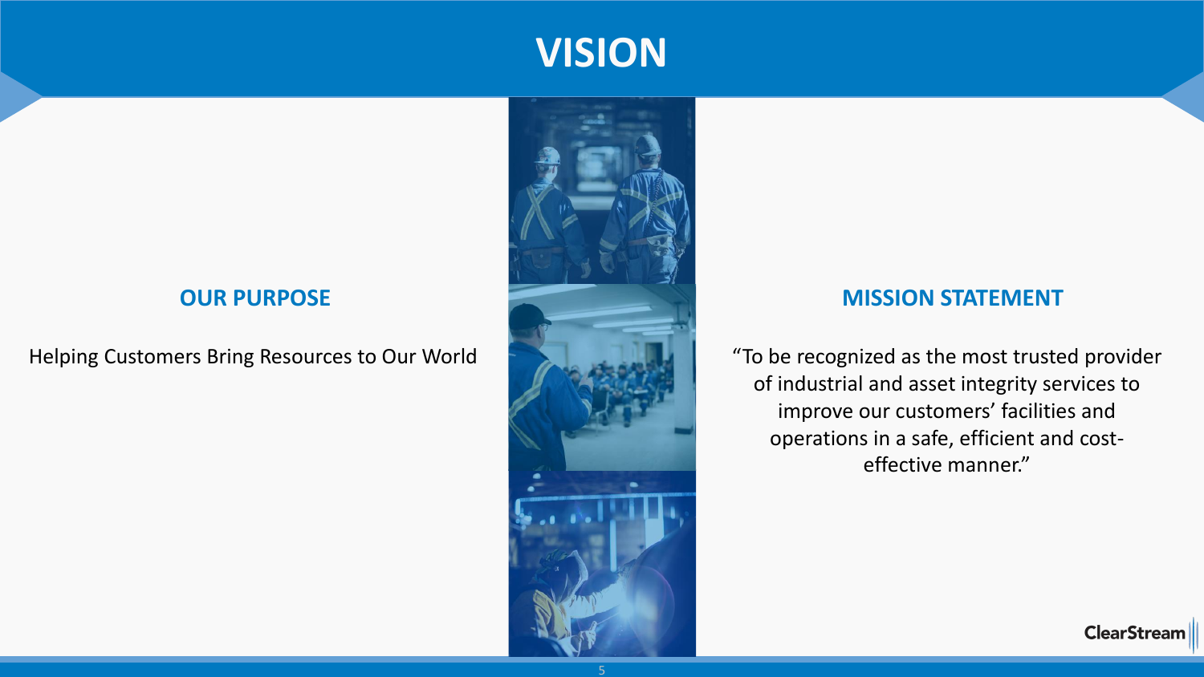# VISION

## OUR PURPOSE

Helping Customers Bring Resources to Our World

## MISSION STATEMENT

"To be recognized as the most trusted provider of industrial and asset integrity services to improve our customers' facilities and operations in a safe, efficient and cost-effective manner."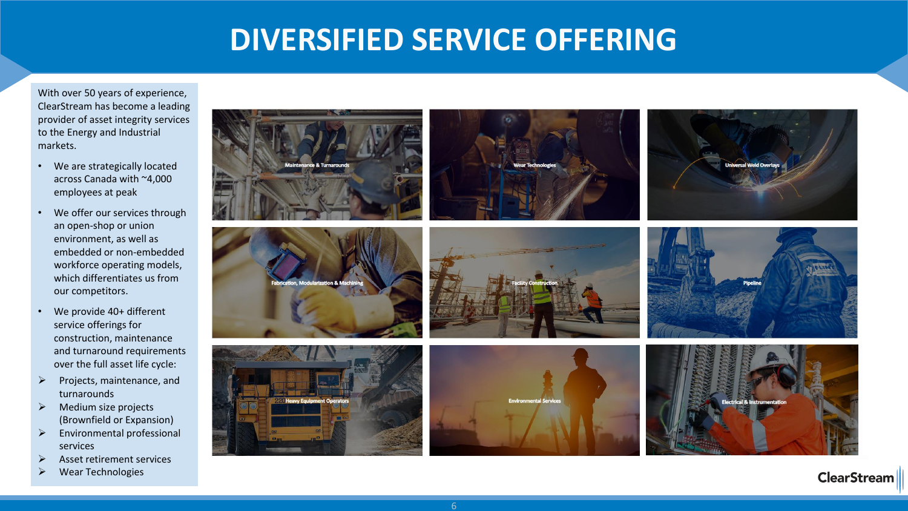# DIVERSIFIED SERVICE OFFERING

With over 50 years of experience, ClearStream has become a leading provider of asset integrity services to the Energy and Industrial markets.

- We are strategically located across Canada with ~4,000 employees at peak
- We offer our services through an open-shop or union environment, as well as embedded or non-embedded workforce operating models, which differentiates us from our competitors.
- We provide 40+ different service offerings for construction, maintenance and turnaround requirements over the full asset life cycle:
  - Projects, maintenance, and turnarounds
  - Medium size projects (Brownfield or Expansion)
  - Environmental professional services
  - Asset retirement services
  - Wear Technologies

Maintenance & Turnarounds

Wear Technologies

Universal Weld Overlays

Fabrication, Modularization & Machining

Facility Construction

Pipeline

Heavy Equipment Operators

Environmental Services

Electrical & Instrumentation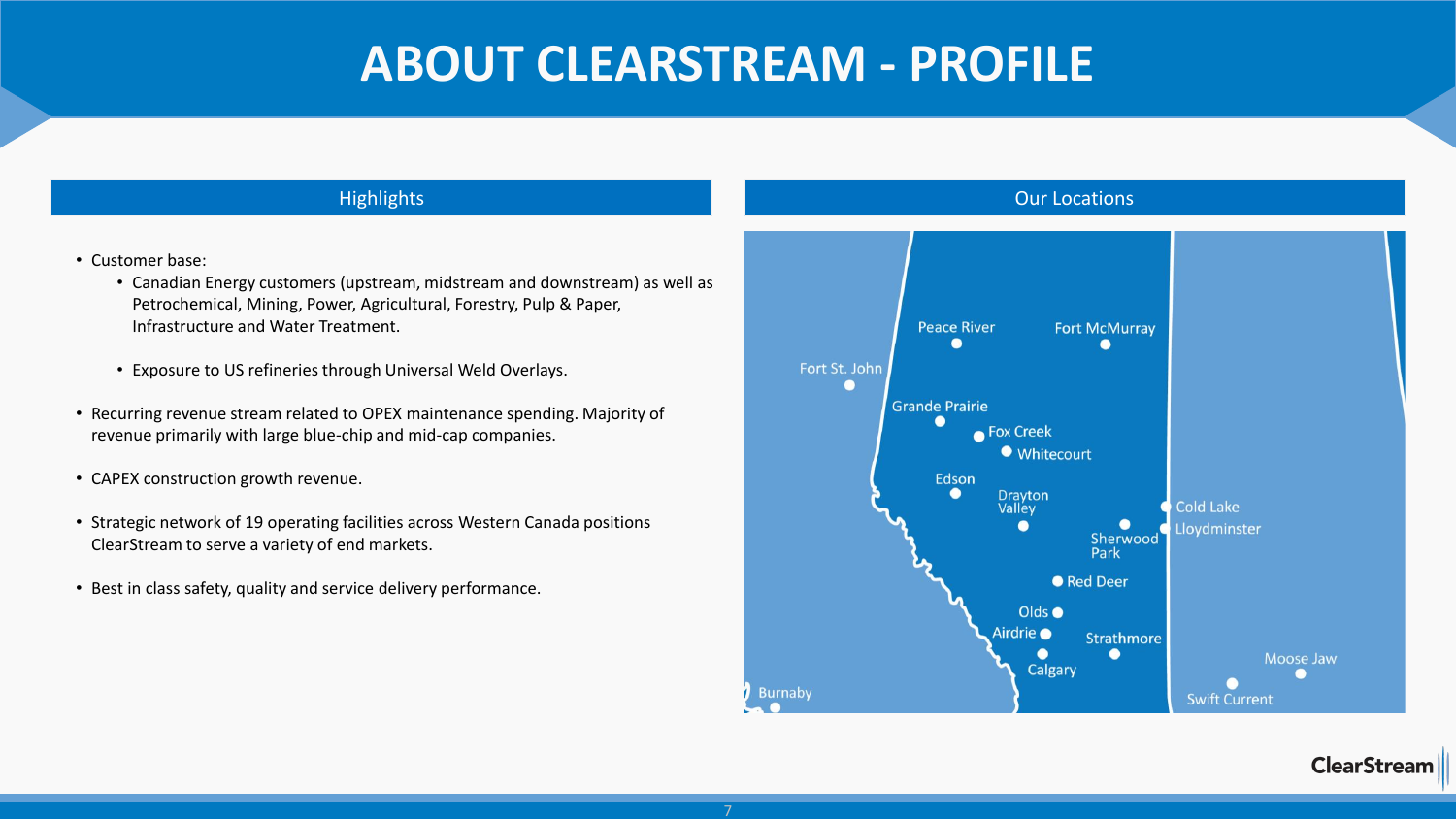# ABOUT CLEARSTREAM - PROFILE

## Highlights

- Customer base:
  - Canadian Energy customers (upstream, midstream and downstream) as well as Petrochemical, Mining, Power, Agricultural, Forestry, Pulp & Paper, Infrastructure and Water Treatment.
  - Exposure to US refineries through Universal Weld Overlays.
- Recurring revenue stream related to OPEX maintenance spending. Majority of revenue primarily with large blue-chip and mid-cap companies.
- CAPEX construction growth revenue.
- Strategic network of 19 operating facilities across Western Canada positions ClearStream to serve a variety of end markets.
- Best in class safety, quality and service delivery performance.

## Our Locations

Peace River, Fort McMurray, Fort St. John, Grande Prairie, Fox Creek, Whitecourt, Edson, Drayton Valley, Sherwood Park, Cold Lake, Lloydminster, Red Deer, Olds, Airdrie, Strathmore, Calgary, Moose Jaw, Swift Current, Burnaby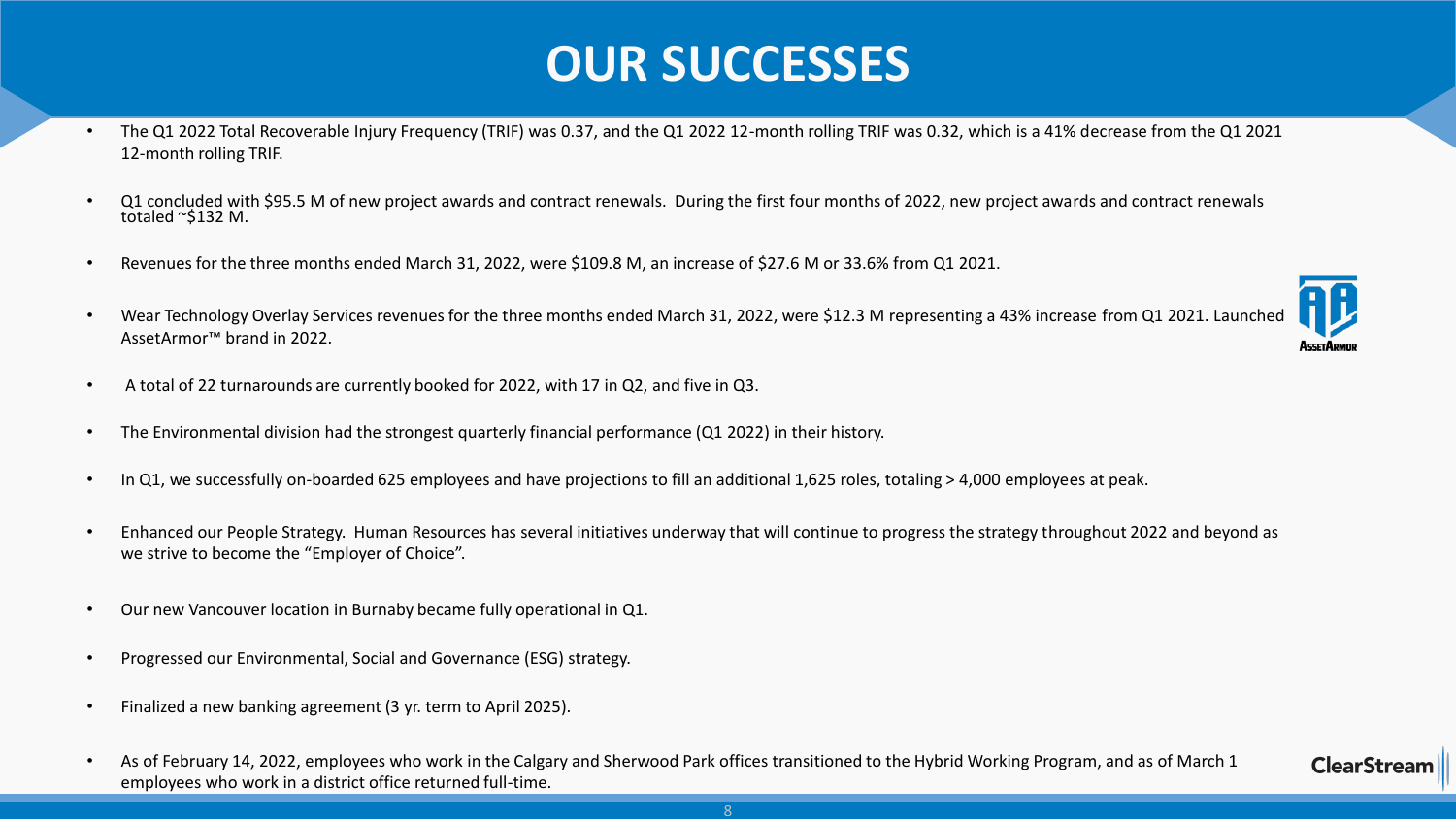# OUR SUCCESSES

- The Q1 2022 Total Recoverable Injury Frequency (TRIF) was 0.37, and the Q1 2022 12-month rolling TRIF was 0.32, which is a 41% decrease from the Q1 2021 12-month rolling TRIF.
- Q1 concluded with $95.5 M of new project awards and contract renewals. During the first four months of 2022, new project awards and contract renewals totaled ~$132 M.
- Revenues for the three months ended March 31, 2022, were $109.8 M, an increase of $27.6 M or 33.6% from Q1 2021.
- Wear Technology Overlay Services revenues for the three months ended March 31, 2022, were $12.3 M representing a 43% increase from Q1 2021. Launched AssetArmor™ brand in 2022.
- A total of 22 turnarounds are currently booked for 2022, with 17 in Q2, and five in Q3.
- The Environmental division had the strongest quarterly financial performance (Q1 2022) in their history.
- In Q1, we successfully on-boarded 625 employees and have projections to fill an additional 1,625 roles, totaling > 4,000 employees at peak.
- Enhanced our People Strategy. Human Resources has several initiatives underway that will continue to progress the strategy throughout 2022 and beyond as we strive to become the "Employer of Choice".
- Our new Vancouver location in Burnaby became fully operational in Q1.
- Progressed our Environmental, Social and Governance (ESG) strategy.
- Finalized a new banking agreement (3 yr. term to April 2025).
- As of February 14, 2022, employees who work in the Calgary and Sherwood Park offices transitioned to the Hybrid Working Program, and as of March 1 employees who work in a district office returned full-time.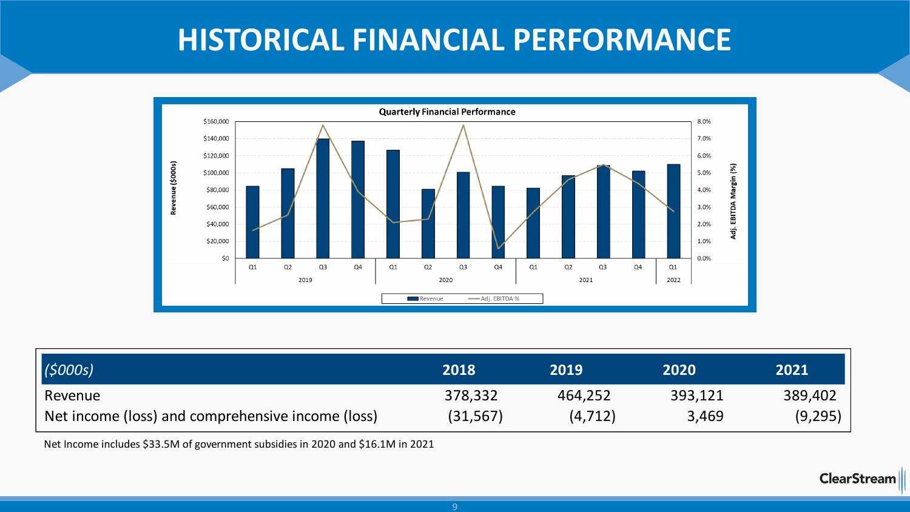# HISTORICAL FINANCIAL PERFORMANCE

**Quarterly Financial Performance**

| ($000s) | 2018 | 2019 | 2020 | 2021 |
|---|---|---|---|---|
| Revenue | 378,332 | 464,252 | 393,121 | 389,402 |
| Net income (loss) and comprehensive income (loss) | (31,567) | (4,712) | 3,469 | (9,295) |

Net Income includes $33.5M of government subsidies in 2020 and $16.1M in 2021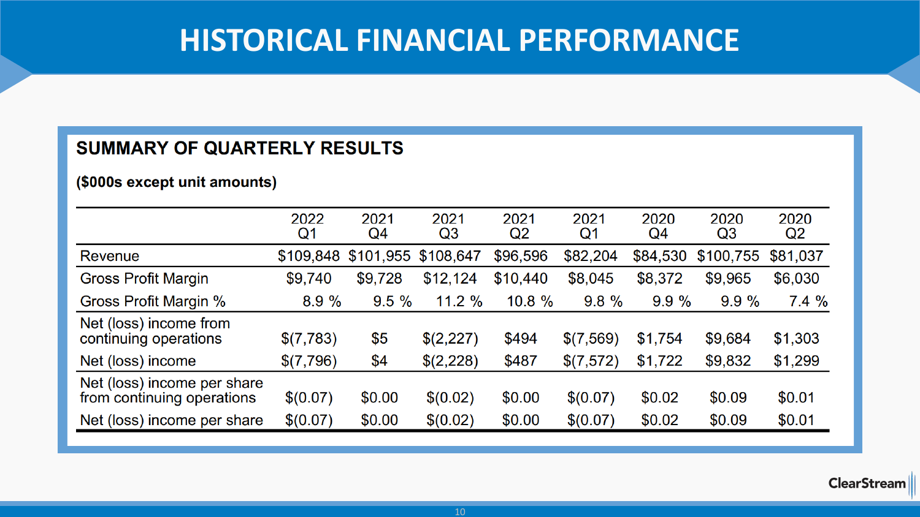# HISTORICAL FINANCIAL PERFORMANCE

## SUMMARY OF QUARTERLY RESULTS

**($000s except unit amounts)**

| | 2022 Q1 | 2021 Q4 | 2021 Q3 | 2021 Q2 | 2021 Q1 | 2020 Q4 | 2020 Q3 | 2020 Q2 |
|---|---|---|---|---|---|---|---|---|
| Revenue | $109,848 | $101,955 | $108,647 | $96,596 | $82,204 | $84,530 | $100,755 | $81,037 |
| Gross Profit Margin | $9,740 | $9,728 | $12,124 | $10,440 | $8,045 | $8,372 | $9,965 | $6,030 |
| Gross Profit Margin % | 8.9 % | 9.5 % | 11.2 % | 10.8 % | 9.8 % | 9.9 % | 9.9 % | 7.4 % |
| Net (loss) income from continuing operations | $(7,783) | $5 | $(2,227) | $494 | $(7,569) | $1,754 | $9,684 | $1,303 |
| Net (loss) income | $(7,796) | $4 | $(2,228) | $487 | $(7,572) | $1,722 | $9,832 | $1,299 |
| Net (loss) income per share from continuing operations | $(0.07) | $0.00 | $(0.02) | $0.00 | $(0.07) | $0.02 | $0.09 | $0.01 |
| Net (loss) income per share | $(0.07) | $0.00 | $(0.02) | $0.00 | $(0.07) | $0.02 | $0.09 | $0.01 |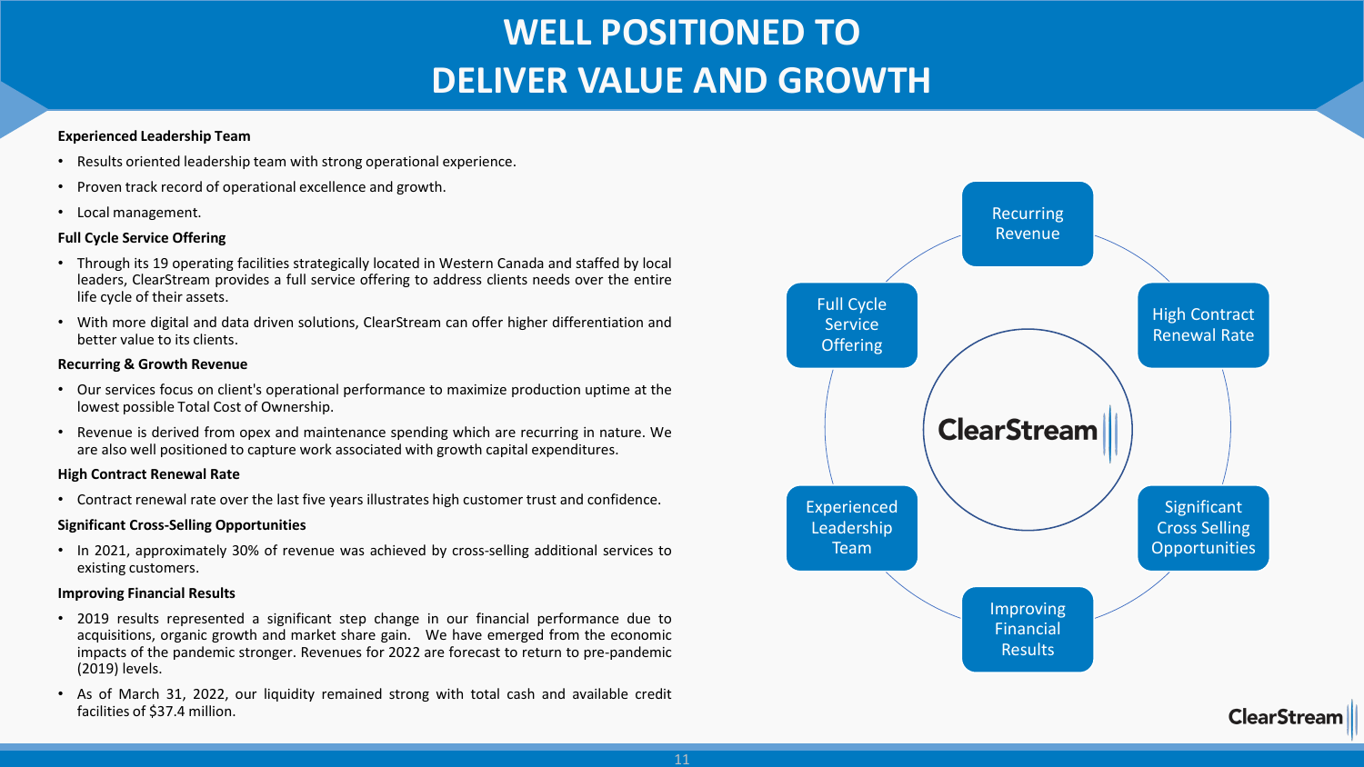# WELL POSITIONED TO DELIVER VALUE AND GROWTH

**Experienced Leadership Team**

- Results oriented leadership team with strong operational experience.
- Proven track record of operational excellence and growth.
- Local management.

**Full Cycle Service Offering**

- Through its 19 operating facilities strategically located in Western Canada and staffed by local leaders, ClearStream provides a full service offering to address clients needs over the entire life cycle of their assets.
- With more digital and data driven solutions, ClearStream can offer higher differentiation and better value to its clients.

**Recurring & Growth Revenue**

- Our services focus on client's operational performance to maximize production uptime at the lowest possible Total Cost of Ownership.
- Revenue is derived from opex and maintenance spending which are recurring in nature. We are also well positioned to capture work associated with growth capital expenditures.

**High Contract Renewal Rate**

- Contract renewal rate over the last five years illustrates high customer trust and confidence.

**Significant Cross-Selling Opportunities**

- In 2021, approximately 30% of revenue was achieved by cross-selling additional services to existing customers.

**Improving Financial Results**

- 2019 results represented a significant step change in our financial performance due to acquisitions, organic growth and market share gain. We have emerged from the economic impacts of the pandemic stronger. Revenues for 2022 are forecast to return to pre-pandemic (2019) levels.
- As of March 31, 2022, our liquidity remained strong with total cash and available credit facilities of $37.4 million.

ClearStream

- Recurring Revenue
- High Contract Renewal Rate
- Significant Cross Selling Opportunities
- Improving Financial Results
- Experienced Leadership Team
- Full Cycle Service Offering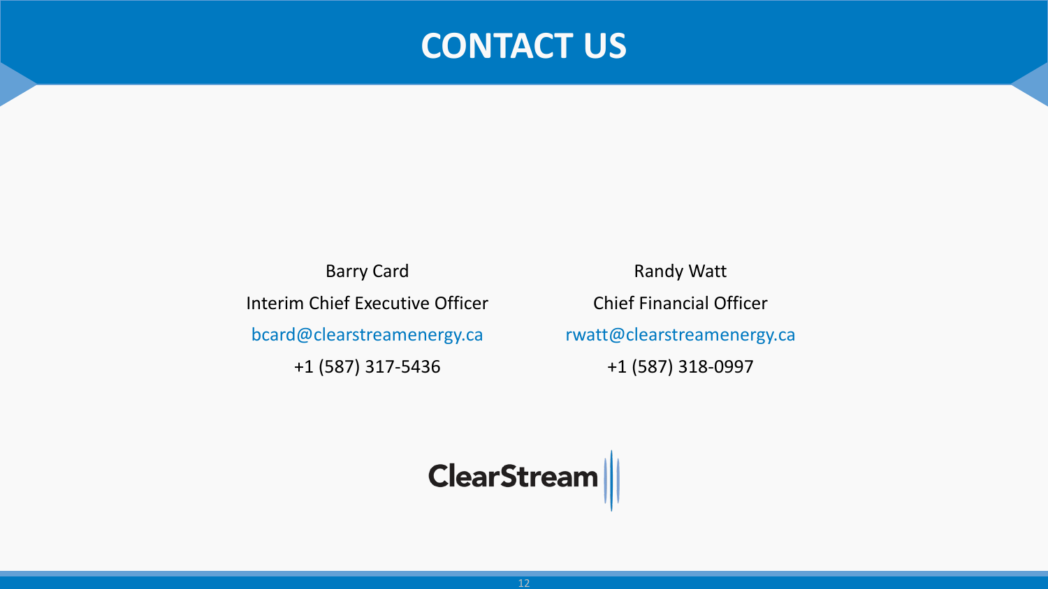# CONTACT US

Barry Card

Interim Chief Executive Officer

bcard@clearstreamenergy.ca

+1 (587) 317-5436

Randy Watt

Chief Financial Officer

rwatt@clearstreamenergy.ca

+1 (587) 318-0997

ClearStream